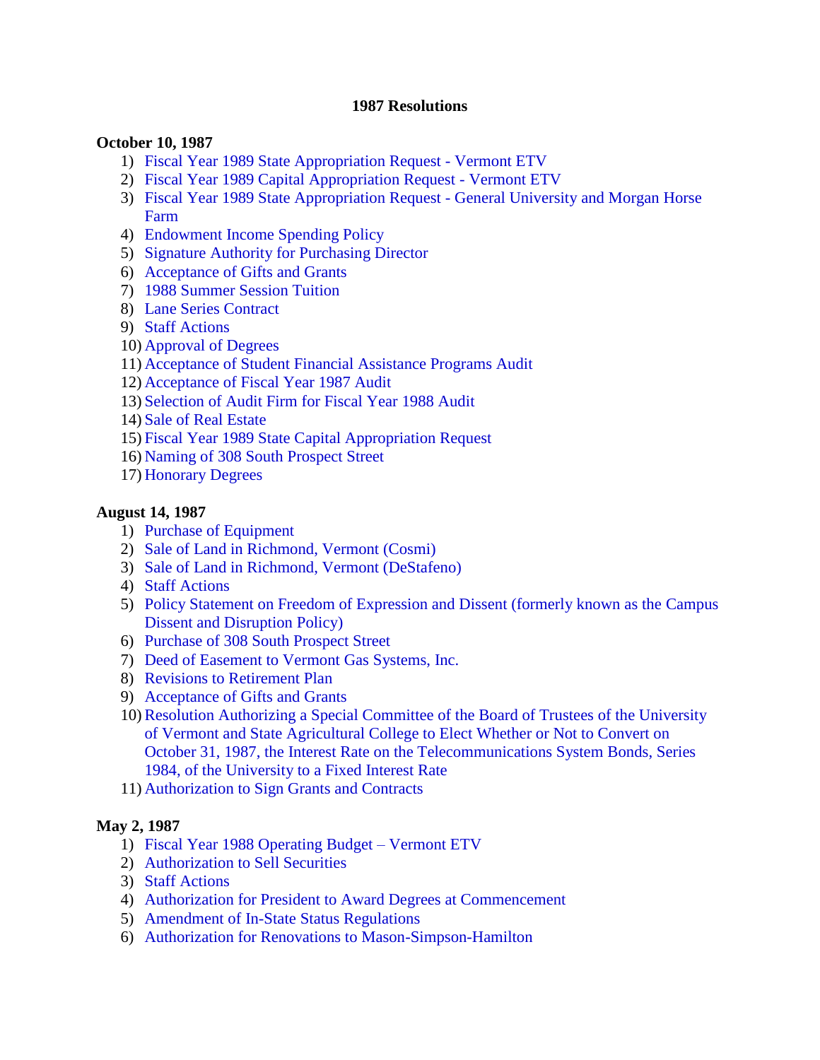# 1987 Resolutions

**October 10, 1987**

1) Fiscal Year 1989 State Appropriation Request - Vermont ETV
2) Fiscal Year 1989 Capital Appropriation Request - Vermont ETV
3) Fiscal Year 1989 State Appropriation Request - General University and Morgan Horse Farm
4) Endowment Income Spending Policy
5) Signature Authority for Purchasing Director
6) Acceptance of Gifts and Grants
7) 1988 Summer Session Tuition
8) Lane Series Contract
9) Staff Actions
10) Approval of Degrees
11) Acceptance of Student Financial Assistance Programs Audit
12) Acceptance of Fiscal Year 1987 Audit
13) Selection of Audit Firm for Fiscal Year 1988 Audit
14) Sale of Real Estate
15) Fiscal Year 1989 State Capital Appropriation Request
16) Naming of 308 South Prospect Street
17) Honorary Degrees

**August 14, 1987**

1) Purchase of Equipment
2) Sale of Land in Richmond, Vermont (Cosmi)
3) Sale of Land in Richmond, Vermont (DeStafeno)
4) Staff Actions
5) Policy Statement on Freedom of Expression and Dissent (formerly known as the Campus Dissent and Disruption Policy)
6) Purchase of 308 South Prospect Street
7) Deed of Easement to Vermont Gas Systems, Inc.
8) Revisions to Retirement Plan
9) Acceptance of Gifts and Grants
10) Resolution Authorizing a Special Committee of the Board of Trustees of the University of Vermont and State Agricultural College to Elect Whether or Not to Convert on October 31, 1987, the Interest Rate on the Telecommunications System Bonds, Series 1984, of the University to a Fixed Interest Rate
11) Authorization to Sign Grants and Contracts

**May 2, 1987**

1) Fiscal Year 1988 Operating Budget – Vermont ETV
2) Authorization to Sell Securities
3) Staff Actions
4) Authorization for President to Award Degrees at Commencement
5) Amendment of In-State Status Regulations
6) Authorization for Renovations to Mason-Simpson-Hamilton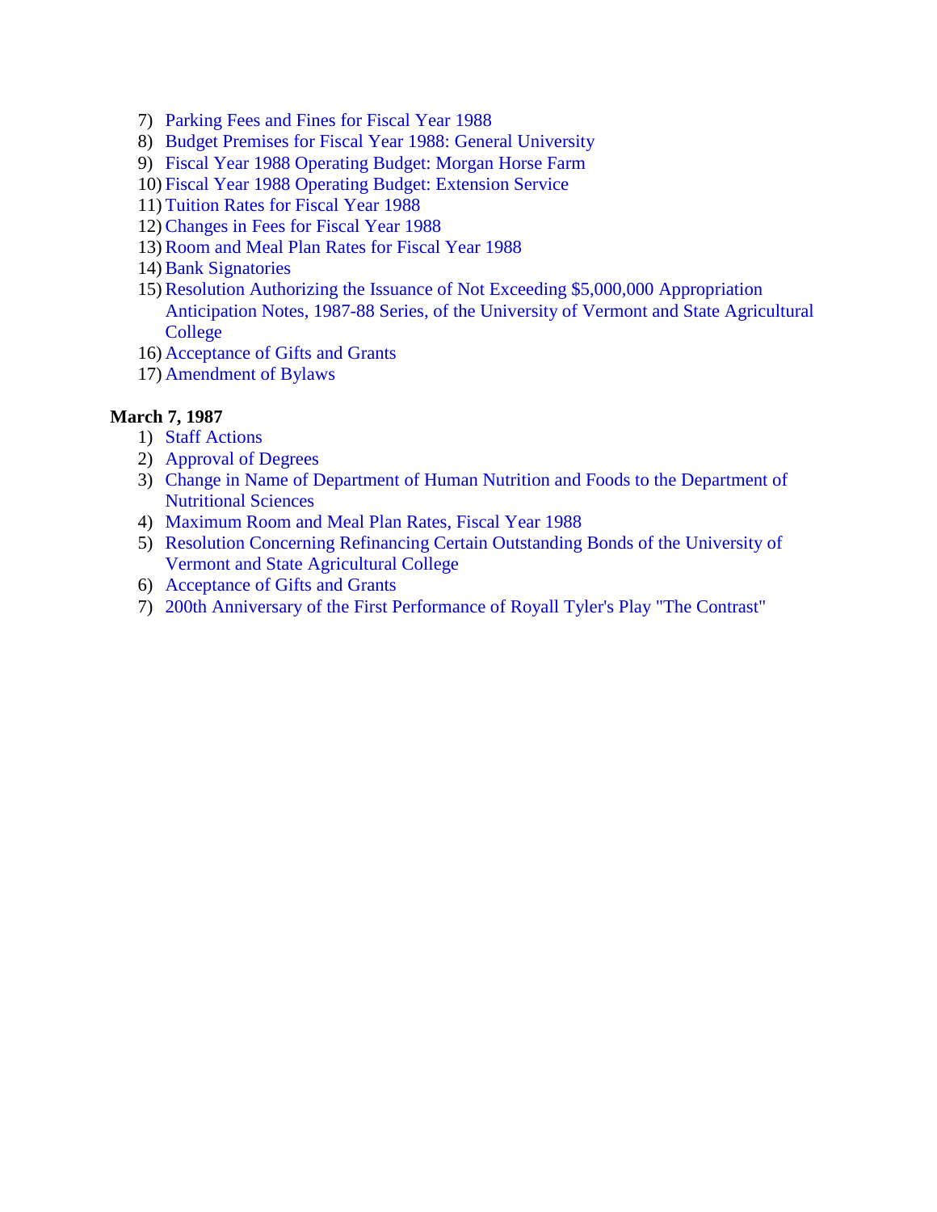7) Parking Fees and Fines for Fiscal Year 1988
8) Budget Premises for Fiscal Year 1988: General University
9) Fiscal Year 1988 Operating Budget: Morgan Horse Farm
10) Fiscal Year 1988 Operating Budget: Extension Service
11) Tuition Rates for Fiscal Year 1988
12) Changes in Fees for Fiscal Year 1988
13) Room and Meal Plan Rates for Fiscal Year 1988
14) Bank Signatories
15) Resolution Authorizing the Issuance of Not Exceeding $5,000,000 Appropriation Anticipation Notes, 1987-88 Series, of the University of Vermont and State Agricultural College
16) Acceptance of Gifts and Grants
17) Amendment of Bylaws

**March 7, 1987**

1) Staff Actions
2) Approval of Degrees
3) Change in Name of Department of Human Nutrition and Foods to the Department of Nutritional Sciences
4) Maximum Room and Meal Plan Rates, Fiscal Year 1988
5) Resolution Concerning Refinancing Certain Outstanding Bonds of the University of Vermont and State Agricultural College
6) Acceptance of Gifts and Grants
7) 200th Anniversary of the First Performance of Royall Tyler's Play "The Contrast"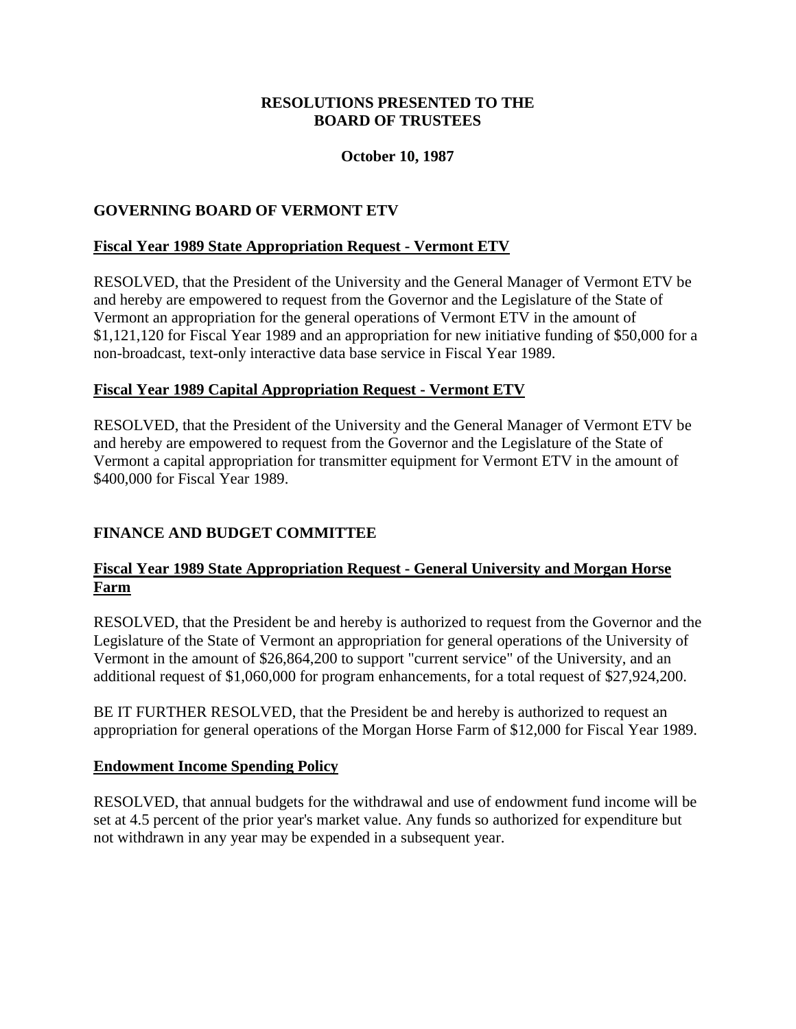# RESOLUTIONS PRESENTED TO THE BOARD OF TRUSTEES

**October 10, 1987**

## GOVERNING BOARD OF VERMONT ETV

### Fiscal Year 1989 State Appropriation Request - Vermont ETV

RESOLVED, that the President of the University and the General Manager of Vermont ETV be and hereby are empowered to request from the Governor and the Legislature of the State of Vermont an appropriation for the general operations of Vermont ETV in the amount of $1,121,120 for Fiscal Year 1989 and an appropriation for new initiative funding of $50,000 for a non-broadcast, text-only interactive data base service in Fiscal Year 1989.

### Fiscal Year 1989 Capital Appropriation Request - Vermont ETV

RESOLVED, that the President of the University and the General Manager of Vermont ETV be and hereby are empowered to request from the Governor and the Legislature of the State of Vermont a capital appropriation for transmitter equipment for Vermont ETV in the amount of $400,000 for Fiscal Year 1989.

## FINANCE AND BUDGET COMMITTEE

### Fiscal Year 1989 State Appropriation Request - General University and Morgan Horse Farm

RESOLVED, that the President be and hereby is authorized to request from the Governor and the Legislature of the State of Vermont an appropriation for general operations of the University of Vermont in the amount of $26,864,200 to support "current service" of the University, and an additional request of $1,060,000 for program enhancements, for a total request of $27,924,200.

BE IT FURTHER RESOLVED, that the President be and hereby is authorized to request an appropriation for general operations of the Morgan Horse Farm of $12,000 for Fiscal Year 1989.

### Endowment Income Spending Policy

RESOLVED, that annual budgets for the withdrawal and use of endowment fund income will be set at 4.5 percent of the prior year's market value. Any funds so authorized for expenditure but not withdrawn in any year may be expended in a subsequent year.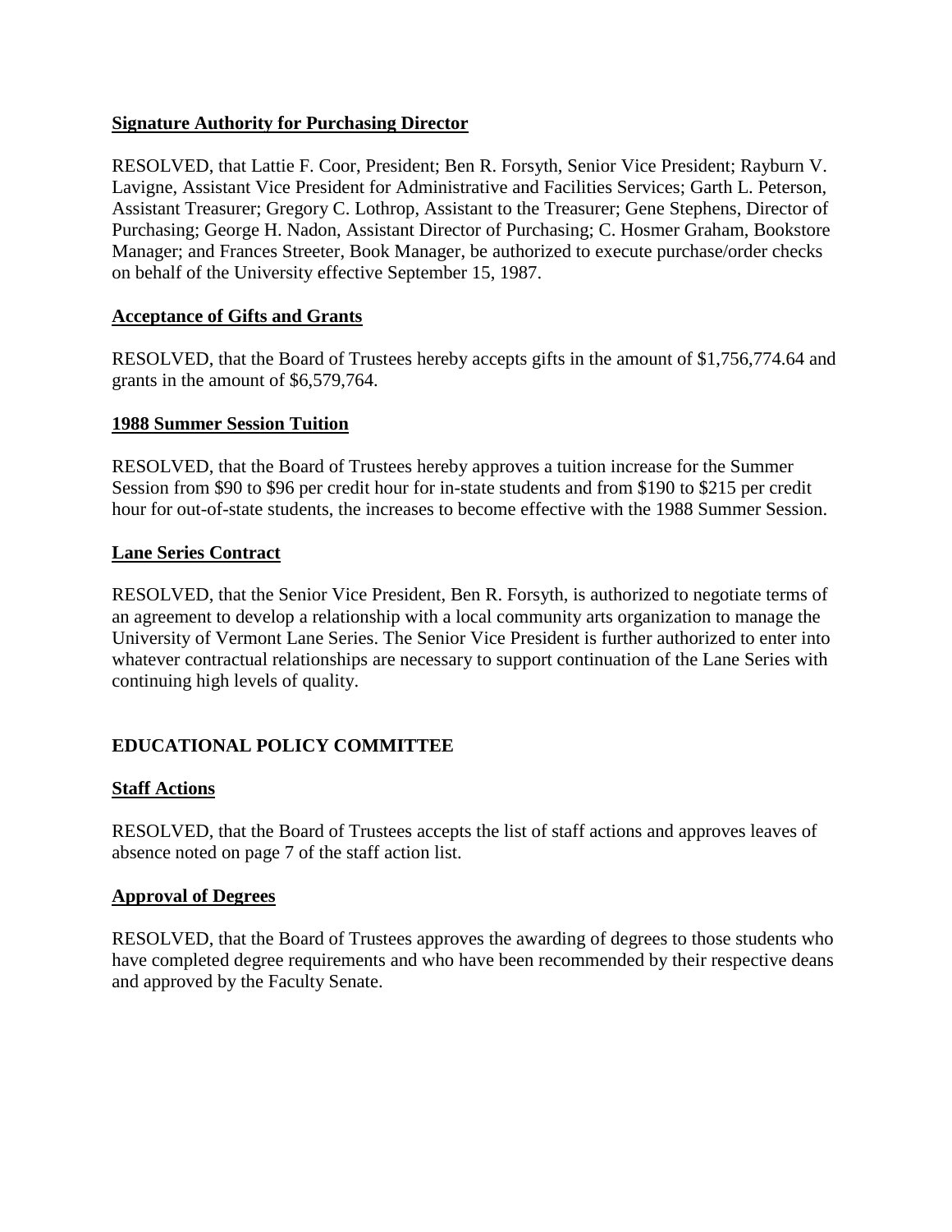**Signature Authority for Purchasing Director**

RESOLVED, that Lattie F. Coor, President; Ben R. Forsyth, Senior Vice President; Rayburn V. Lavigne, Assistant Vice President for Administrative and Facilities Services; Garth L. Peterson, Assistant Treasurer; Gregory C. Lothrop, Assistant to the Treasurer; Gene Stephens, Director of Purchasing; George H. Nadon, Assistant Director of Purchasing; C. Hosmer Graham, Bookstore Manager; and Frances Streeter, Book Manager, be authorized to execute purchase/order checks on behalf of the University effective September 15, 1987.

**Acceptance of Gifts and Grants**

RESOLVED, that the Board of Trustees hereby accepts gifts in the amount of $1,756,774.64 and grants in the amount of $6,579,764.

**1988 Summer Session Tuition**

RESOLVED, that the Board of Trustees hereby approves a tuition increase for the Summer Session from $90 to $96 per credit hour for in-state students and from $190 to $215 per credit hour for out-of-state students, the increases to become effective with the 1988 Summer Session.

**Lane Series Contract**

RESOLVED, that the Senior Vice President, Ben R. Forsyth, is authorized to negotiate terms of an agreement to develop a relationship with a local community arts organization to manage the University of Vermont Lane Series. The Senior Vice President is further authorized to enter into whatever contractual relationships are necessary to support continuation of the Lane Series with continuing high levels of quality.

## EDUCATIONAL POLICY COMMITTEE

**Staff Actions**

RESOLVED, that the Board of Trustees accepts the list of staff actions and approves leaves of absence noted on page 7 of the staff action list.

**Approval of Degrees**

RESOLVED, that the Board of Trustees approves the awarding of degrees to those students who have completed degree requirements and who have been recommended by their respective deans and approved by the Faculty Senate.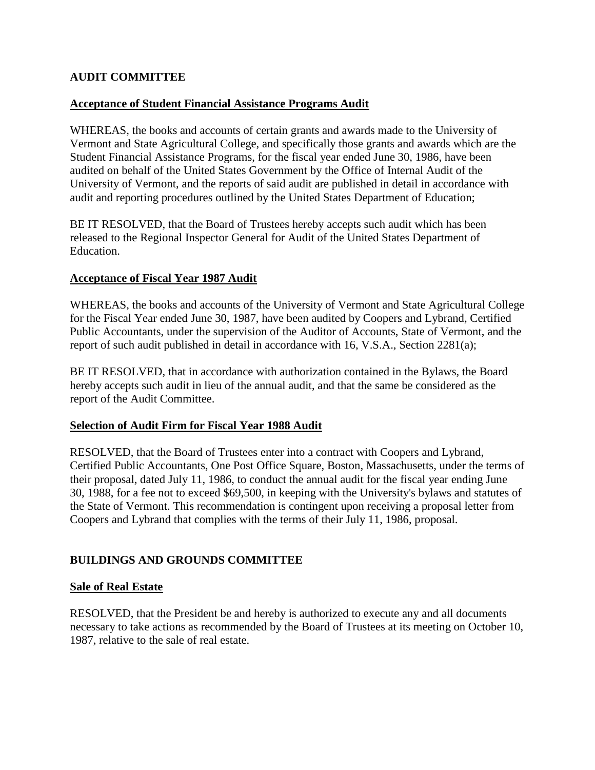## AUDIT COMMITTEE

### Acceptance of Student Financial Assistance Programs Audit

WHEREAS, the books and accounts of certain grants and awards made to the University of Vermont and State Agricultural College, and specifically those grants and awards which are the Student Financial Assistance Programs, for the fiscal year ended June 30, 1986, have been audited on behalf of the United States Government by the Office of Internal Audit of the University of Vermont, and the reports of said audit are published in detail in accordance with audit and reporting procedures outlined by the United States Department of Education;

BE IT RESOLVED, that the Board of Trustees hereby accepts such audit which has been released to the Regional Inspector General for Audit of the United States Department of Education.

### Acceptance of Fiscal Year 1987 Audit

WHEREAS, the books and accounts of the University of Vermont and State Agricultural College for the Fiscal Year ended June 30, 1987, have been audited by Coopers and Lybrand, Certified Public Accountants, under the supervision of the Auditor of Accounts, State of Vermont, and the report of such audit published in detail in accordance with 16, V.S.A., Section 2281(a);

BE IT RESOLVED, that in accordance with authorization contained in the Bylaws, the Board hereby accepts such audit in lieu of the annual audit, and that the same be considered as the report of the Audit Committee.

### Selection of Audit Firm for Fiscal Year 1988 Audit

RESOLVED, that the Board of Trustees enter into a contract with Coopers and Lybrand, Certified Public Accountants, One Post Office Square, Boston, Massachusetts, under the terms of their proposal, dated July 11, 1986, to conduct the annual audit for the fiscal year ending June 30, 1988, for a fee not to exceed $69,500, in keeping with the University's bylaws and statutes of the State of Vermont. This recommendation is contingent upon receiving a proposal letter from Coopers and Lybrand that complies with the terms of their July 11, 1986, proposal.

## BUILDINGS AND GROUNDS COMMITTEE

### Sale of Real Estate

RESOLVED, that the President be and hereby is authorized to execute any and all documents necessary to take actions as recommended by the Board of Trustees at its meeting on October 10, 1987, relative to the sale of real estate.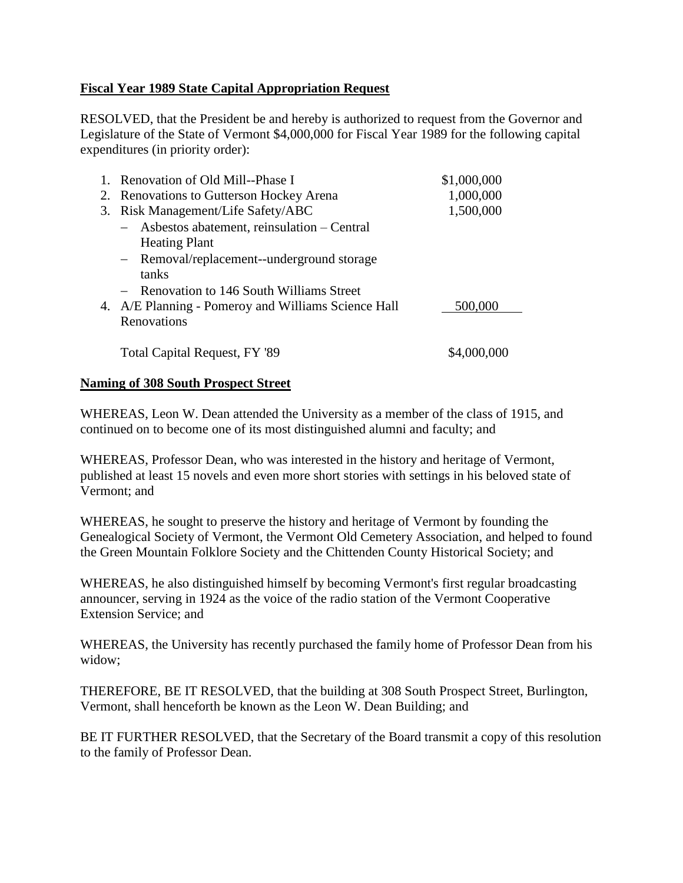**Fiscal Year 1989 State Capital Appropriation Request**

RESOLVED, that the President be and hereby is authorized to request from the Governor and Legislature of the State of Vermont $4,000,000 for Fiscal Year 1989 for the following capital expenditures (in priority order):

| | |
|---|---|
| 1. Renovation of Old Mill--Phase I | $1,000,000 |
| 2. Renovations to Gutterson Hockey Arena | 1,000,000 |
| 3. Risk Management/Life Safety/ABC | 1,500,000 |
| – Asbestos abatement, reinsulation – Central Heating Plant | |
| – Removal/replacement--underground storage tanks | |
| – Renovation to 146 South Williams Street | |
| 4. A/E Planning - Pomeroy and Williams Science Hall Renovations | 500,000 |
| Total Capital Request, FY '89 | $4,000,000 |

**Naming of 308 South Prospect Street**

WHEREAS, Leon W. Dean attended the University as a member of the class of 1915, and continued on to become one of its most distinguished alumni and faculty; and

WHEREAS, Professor Dean, who was interested in the history and heritage of Vermont, published at least 15 novels and even more short stories with settings in his beloved state of Vermont; and

WHEREAS, he sought to preserve the history and heritage of Vermont by founding the Genealogical Society of Vermont, the Vermont Old Cemetery Association, and helped to found the Green Mountain Folklore Society and the Chittenden County Historical Society; and

WHEREAS, he also distinguished himself by becoming Vermont's first regular broadcasting announcer, serving in 1924 as the voice of the radio station of the Vermont Cooperative Extension Service; and

WHEREAS, the University has recently purchased the family home of Professor Dean from his widow;

THEREFORE, BE IT RESOLVED, that the building at 308 South Prospect Street, Burlington, Vermont, shall henceforth be known as the Leon W. Dean Building; and

BE IT FURTHER RESOLVED, that the Secretary of the Board transmit a copy of this resolution to the family of Professor Dean.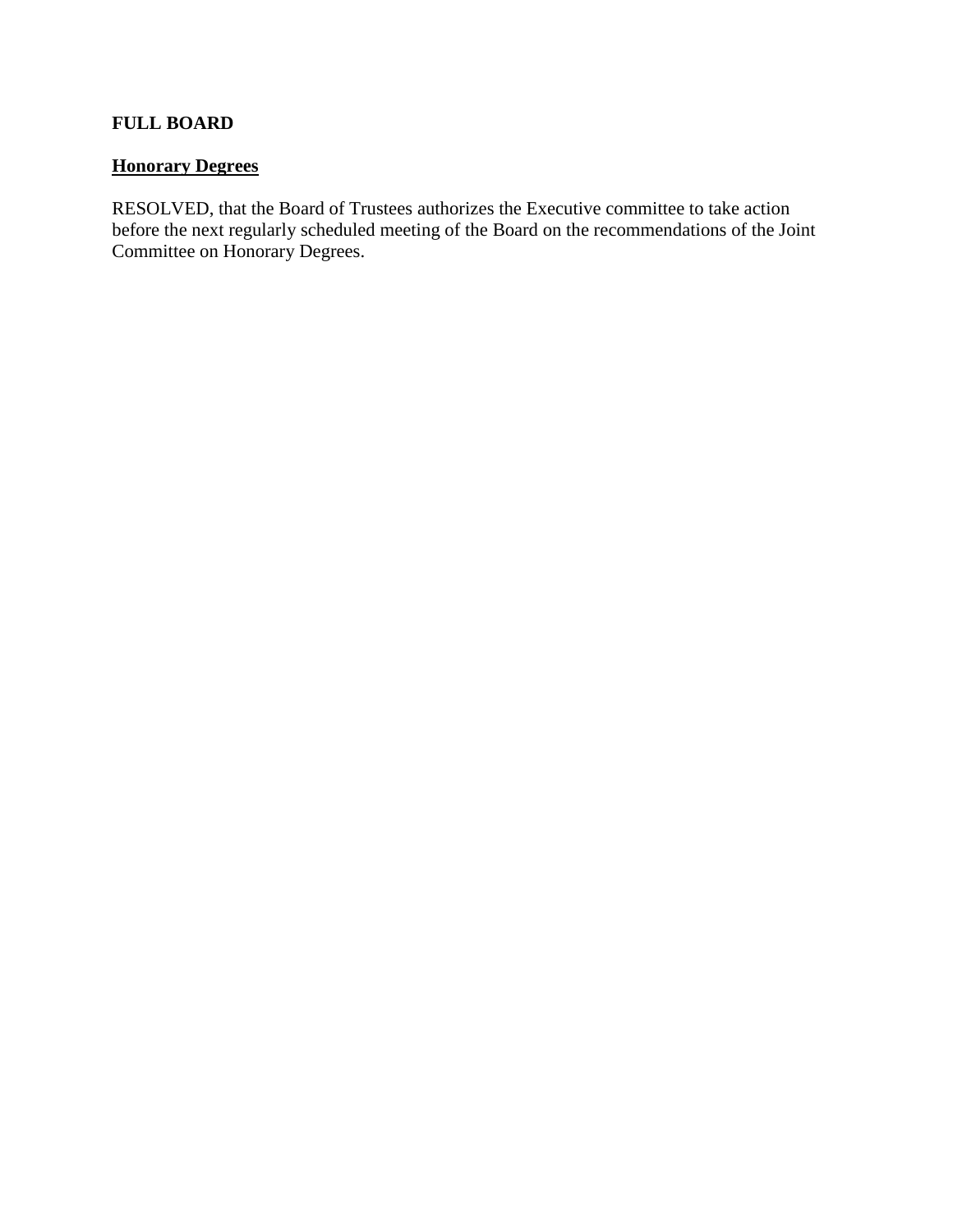**FULL BOARD**

**Honorary Degrees**

RESOLVED, that the Board of Trustees authorizes the Executive committee to take action before the next regularly scheduled meeting of the Board on the recommendations of the Joint Committee on Honorary Degrees.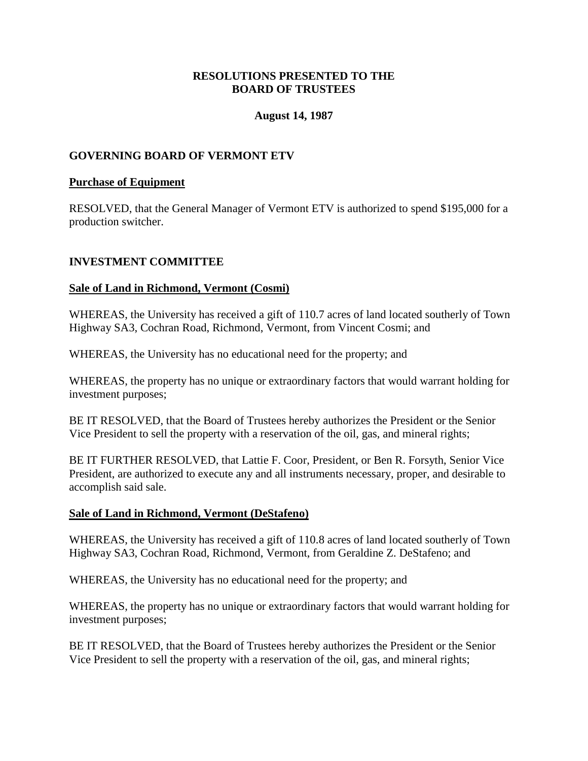## RESOLUTIONS PRESENTED TO THE BOARD OF TRUSTEES

### August 14, 1987

## GOVERNING BOARD OF VERMONT ETV

### Purchase of Equipment

RESOLVED, that the General Manager of Vermont ETV is authorized to spend $195,000 for a production switcher.

## INVESTMENT COMMITTEE

### Sale of Land in Richmond, Vermont (Cosmi)

WHEREAS, the University has received a gift of 110.7 acres of land located southerly of Town Highway SA3, Cochran Road, Richmond, Vermont, from Vincent Cosmi; and

WHEREAS, the University has no educational need for the property; and

WHEREAS, the property has no unique or extraordinary factors that would warrant holding for investment purposes;

BE IT RESOLVED, that the Board of Trustees hereby authorizes the President or the Senior Vice President to sell the property with a reservation of the oil, gas, and mineral rights;

BE IT FURTHER RESOLVED, that Lattie F. Coor, President, or Ben R. Forsyth, Senior Vice President, are authorized to execute any and all instruments necessary, proper, and desirable to accomplish said sale.

### Sale of Land in Richmond, Vermont (DeStafeno)

WHEREAS, the University has received a gift of 110.8 acres of land located southerly of Town Highway SA3, Cochran Road, Richmond, Vermont, from Geraldine Z. DeStafeno; and

WHEREAS, the University has no educational need for the property; and

WHEREAS, the property has no unique or extraordinary factors that would warrant holding for investment purposes;

BE IT RESOLVED, that the Board of Trustees hereby authorizes the President or the Senior Vice President to sell the property with a reservation of the oil, gas, and mineral rights;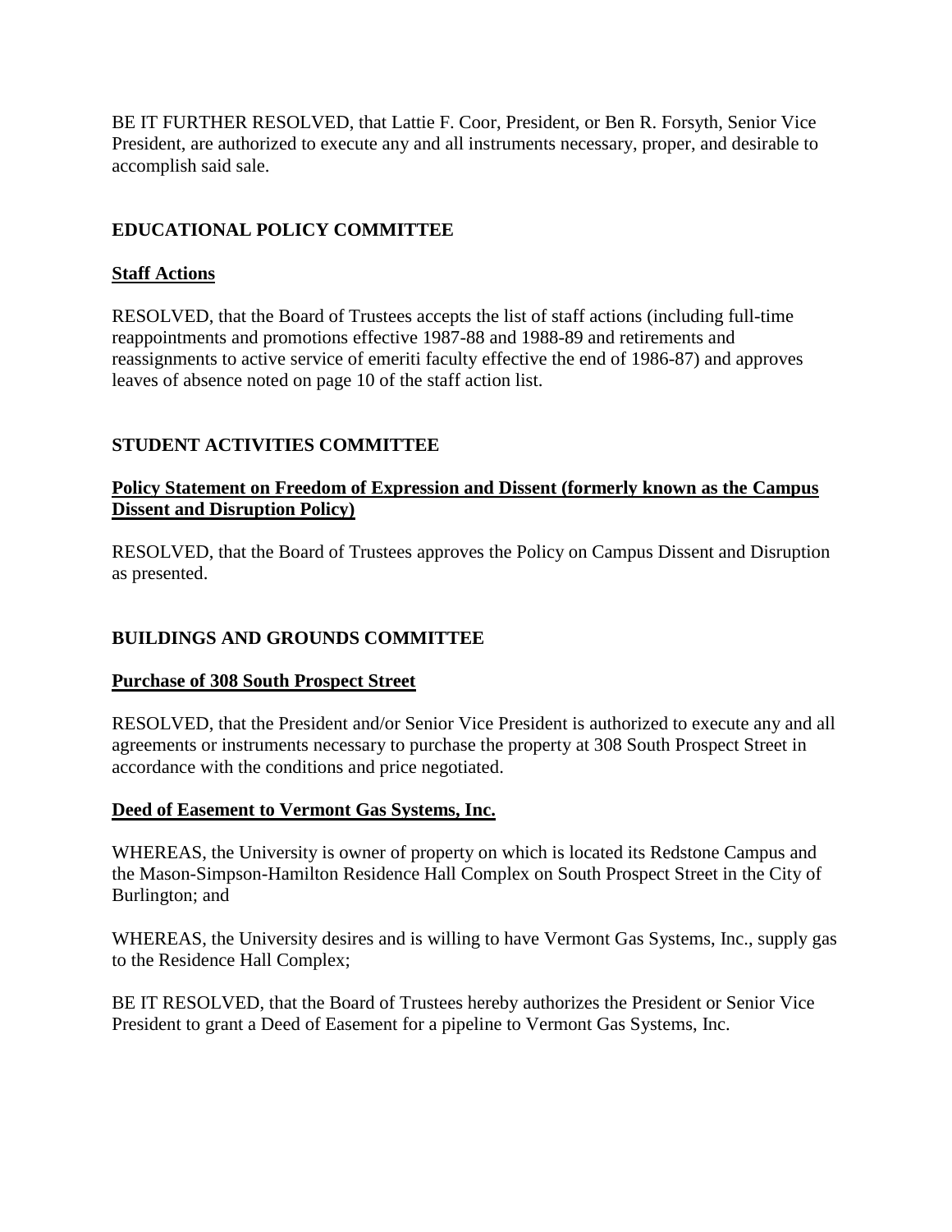BE IT FURTHER RESOLVED, that Lattie F. Coor, President, or Ben R. Forsyth, Senior Vice President, are authorized to execute any and all instruments necessary, proper, and desirable to accomplish said sale.

## EDUCATIONAL POLICY COMMITTEE

### Staff Actions

RESOLVED, that the Board of Trustees accepts the list of staff actions (including full-time reappointments and promotions effective 1987-88 and 1988-89 and retirements and reassignments to active service of emeriti faculty effective the end of 1986-87) and approves leaves of absence noted on page 10 of the staff action list.

## STUDENT ACTIVITIES COMMITTEE

### Policy Statement on Freedom of Expression and Dissent (formerly known as the Campus Dissent and Disruption Policy)

RESOLVED, that the Board of Trustees approves the Policy on Campus Dissent and Disruption as presented.

## BUILDINGS AND GROUNDS COMMITTEE

### Purchase of 308 South Prospect Street

RESOLVED, that the President and/or Senior Vice President is authorized to execute any and all agreements or instruments necessary to purchase the property at 308 South Prospect Street in accordance with the conditions and price negotiated.

### Deed of Easement to Vermont Gas Systems, Inc.

WHEREAS, the University is owner of property on which is located its Redstone Campus and the Mason-Simpson-Hamilton Residence Hall Complex on South Prospect Street in the City of Burlington; and

WHEREAS, the University desires and is willing to have Vermont Gas Systems, Inc., supply gas to the Residence Hall Complex;

BE IT RESOLVED, that the Board of Trustees hereby authorizes the President or Senior Vice President to grant a Deed of Easement for a pipeline to Vermont Gas Systems, Inc.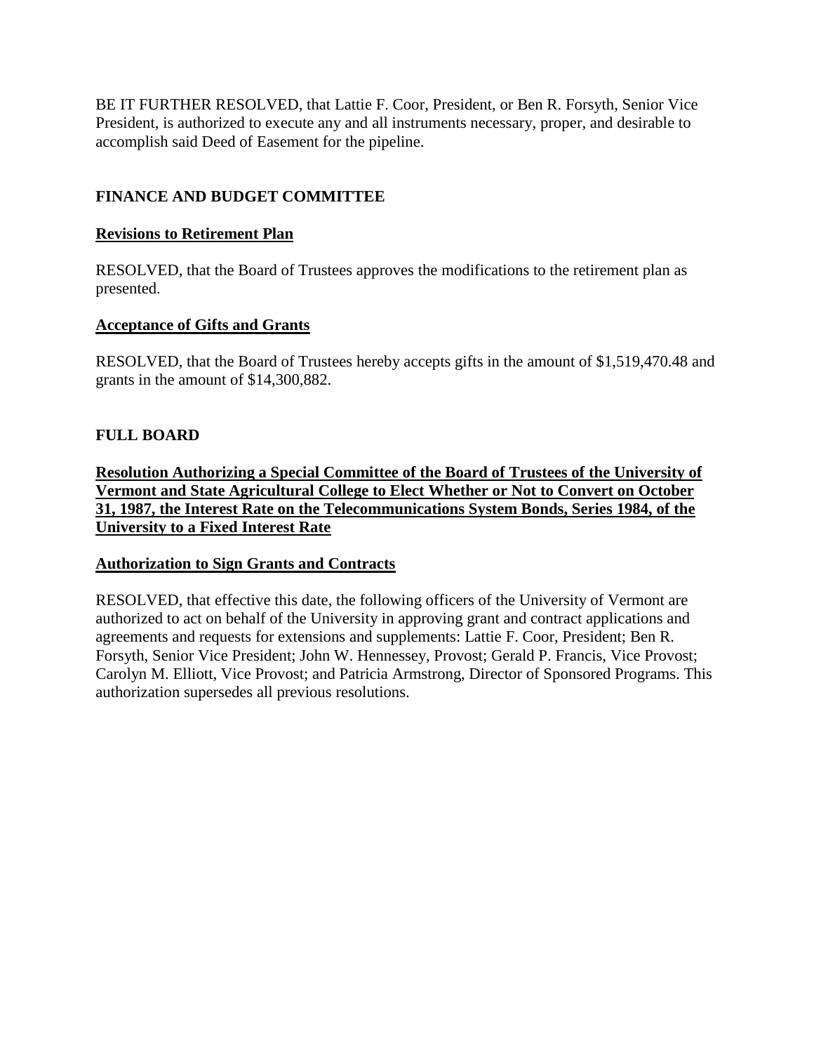BE IT FURTHER RESOLVED, that Lattie F. Coor, President, or Ben R. Forsyth, Senior Vice President, is authorized to execute any and all instruments necessary, proper, and desirable to accomplish said Deed of Easement for the pipeline.

## FINANCE AND BUDGET COMMITTEE

### Revisions to Retirement Plan

RESOLVED, that the Board of Trustees approves the modifications to the retirement plan as presented.

### Acceptance of Gifts and Grants

RESOLVED, that the Board of Trustees hereby accepts gifts in the amount of $1,519,470.48 and grants in the amount of $14,300,882.

## FULL BOARD

### Resolution Authorizing a Special Committee of the Board of Trustees of the University of Vermont and State Agricultural College to Elect Whether or Not to Convert on October 31, 1987, the Interest Rate on the Telecommunications System Bonds, Series 1984, of the University to a Fixed Interest Rate

### Authorization to Sign Grants and Contracts

RESOLVED, that effective this date, the following officers of the University of Vermont are authorized to act on behalf of the University in approving grant and contract applications and agreements and requests for extensions and supplements: Lattie F. Coor, President; Ben R. Forsyth, Senior Vice President; John W. Hennessey, Provost; Gerald P. Francis, Vice Provost; Carolyn M. Elliott, Vice Provost; and Patricia Armstrong, Director of Sponsored Programs. This authorization supersedes all previous resolutions.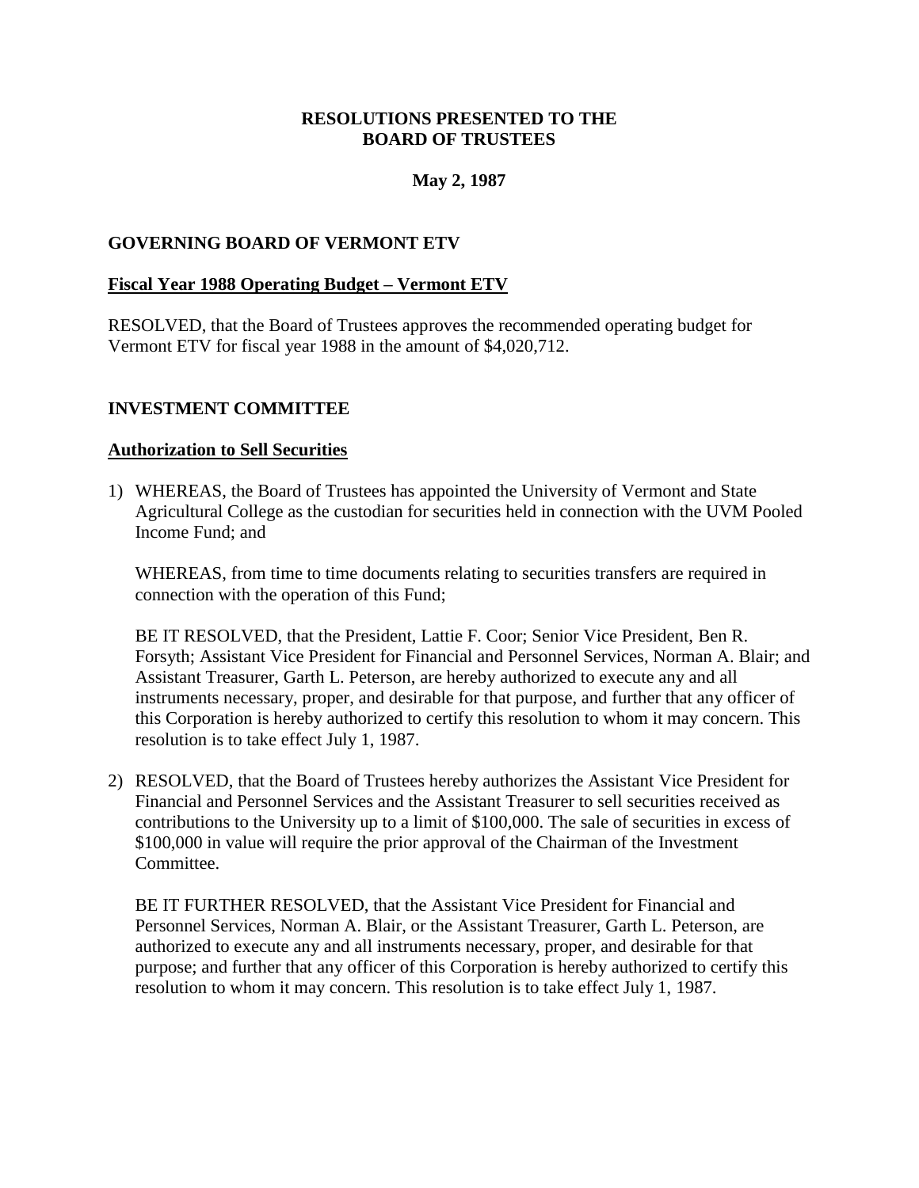**RESOLUTIONS PRESENTED TO THE**
**BOARD OF TRUSTEES**

**May 2, 1987**

## GOVERNING BOARD OF VERMONT ETV

### Fiscal Year 1988 Operating Budget – Vermont ETV

RESOLVED, that the Board of Trustees approves the recommended operating budget for Vermont ETV for fiscal year 1988 in the amount of $4,020,712.

## INVESTMENT COMMITTEE

### Authorization to Sell Securities

1) WHEREAS, the Board of Trustees has appointed the University of Vermont and State Agricultural College as the custodian for securities held in connection with the UVM Pooled Income Fund; and

   WHEREAS, from time to time documents relating to securities transfers are required in connection with the operation of this Fund;

   BE IT RESOLVED, that the President, Lattie F. Coor; Senior Vice President, Ben R. Forsyth; Assistant Vice President for Financial and Personnel Services, Norman A. Blair; and Assistant Treasurer, Garth L. Peterson, are hereby authorized to execute any and all instruments necessary, proper, and desirable for that purpose, and further that any officer of this Corporation is hereby authorized to certify this resolution to whom it may concern. This resolution is to take effect July 1, 1987.

2) RESOLVED, that the Board of Trustees hereby authorizes the Assistant Vice President for Financial and Personnel Services and the Assistant Treasurer to sell securities received as contributions to the University up to a limit of $100,000. The sale of securities in excess of $100,000 in value will require the prior approval of the Chairman of the Investment Committee.

   BE IT FURTHER RESOLVED, that the Assistant Vice President for Financial and Personnel Services, Norman A. Blair, or the Assistant Treasurer, Garth L. Peterson, are authorized to execute any and all instruments necessary, proper, and desirable for that purpose; and further that any officer of this Corporation is hereby authorized to certify this resolution to whom it may concern. This resolution is to take effect July 1, 1987.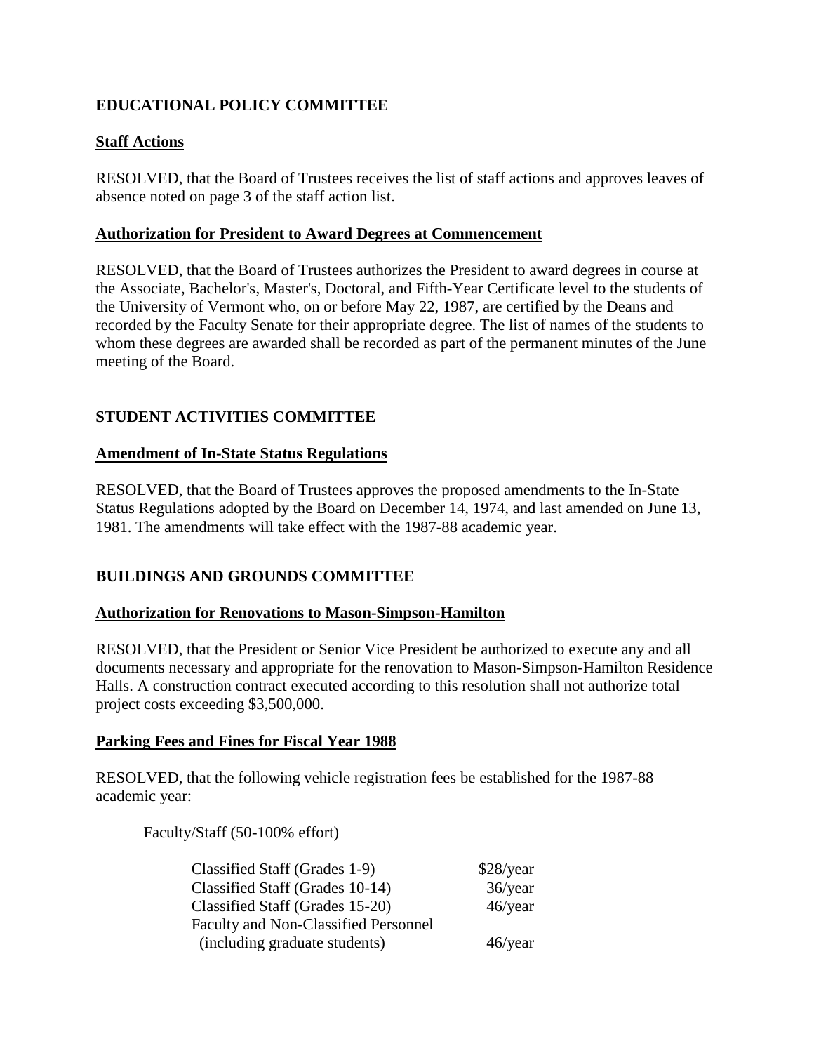## EDUCATIONAL POLICY COMMITTEE

### Staff Actions

RESOLVED, that the Board of Trustees receives the list of staff actions and approves leaves of absence noted on page 3 of the staff action list.

### Authorization for President to Award Degrees at Commencement

RESOLVED, that the Board of Trustees authorizes the President to award degrees in course at the Associate, Bachelor's, Master's, Doctoral, and Fifth-Year Certificate level to the students of the University of Vermont who, on or before May 22, 1987, are certified by the Deans and recorded by the Faculty Senate for their appropriate degree. The list of names of the students to whom these degrees are awarded shall be recorded as part of the permanent minutes of the June meeting of the Board.

## STUDENT ACTIVITIES COMMITTEE

### Amendment of In-State Status Regulations

RESOLVED, that the Board of Trustees approves the proposed amendments to the In-State Status Regulations adopted by the Board on December 14, 1974, and last amended on June 13, 1981. The amendments will take effect with the 1987-88 academic year.

## BUILDINGS AND GROUNDS COMMITTEE

### Authorization for Renovations to Mason-Simpson-Hamilton

RESOLVED, that the President or Senior Vice President be authorized to execute any and all documents necessary and appropriate for the renovation to Mason-Simpson-Hamilton Residence Halls. A construction contract executed according to this resolution shall not authorize total project costs exceeding $3,500,000.

### Parking Fees and Fines for Fiscal Year 1988

RESOLVED, that the following vehicle registration fees be established for the 1987-88 academic year:

Faculty/Staff (50-100% effort)

| | |
|---|---|
| Classified Staff (Grades 1-9) | $28/year |
| Classified Staff (Grades 10-14) | 36/year |
| Classified Staff (Grades 15-20) | 46/year |
| Faculty and Non-Classified Personnel (including graduate students) | 46/year |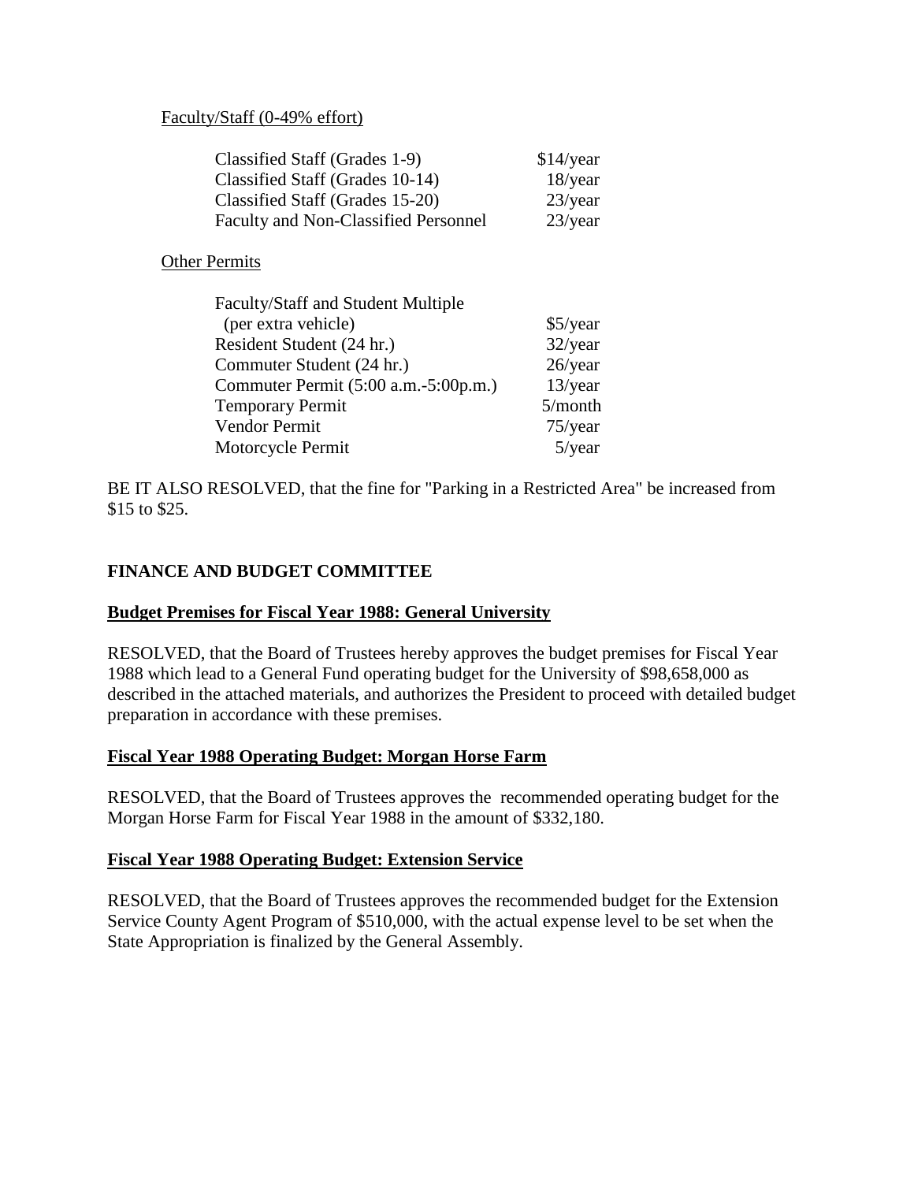Faculty/Staff (0-49% effort)

| | |
|---|---|
| Classified Staff (Grades 1-9) | $14/year |
| Classified Staff (Grades 10-14) | 18/year |
| Classified Staff (Grades 15-20) | 23/year |
| Faculty and Non-Classified Personnel | 23/year |

Other Permits

| | |
|---|---|
| Faculty/Staff and Student Multiple (per extra vehicle) | $5/year |
| Resident Student (24 hr.) | 32/year |
| Commuter Student (24 hr.) | 26/year |
| Commuter Permit (5:00 a.m.-5:00p.m.) | 13/year |
| Temporary Permit | 5/month |
| Vendor Permit | 75/year |
| Motorcycle Permit | 5/year |

BE IT ALSO RESOLVED, that the fine for "Parking in a Restricted Area" be increased from $15 to $25.

**FINANCE AND BUDGET COMMITTEE**

**Budget Premises for Fiscal Year 1988: General University**

RESOLVED, that the Board of Trustees hereby approves the budget premises for Fiscal Year 1988 which lead to a General Fund operating budget for the University of $98,658,000 as described in the attached materials, and authorizes the President to proceed with detailed budget preparation in accordance with these premises.

**Fiscal Year 1988 Operating Budget: Morgan Horse Farm**

RESOLVED, that the Board of Trustees approves the recommended operating budget for the Morgan Horse Farm for Fiscal Year 1988 in the amount of $332,180.

**Fiscal Year 1988 Operating Budget: Extension Service**

RESOLVED, that the Board of Trustees approves the recommended budget for the Extension Service County Agent Program of $510,000, with the actual expense level to be set when the State Appropriation is finalized by the General Assembly.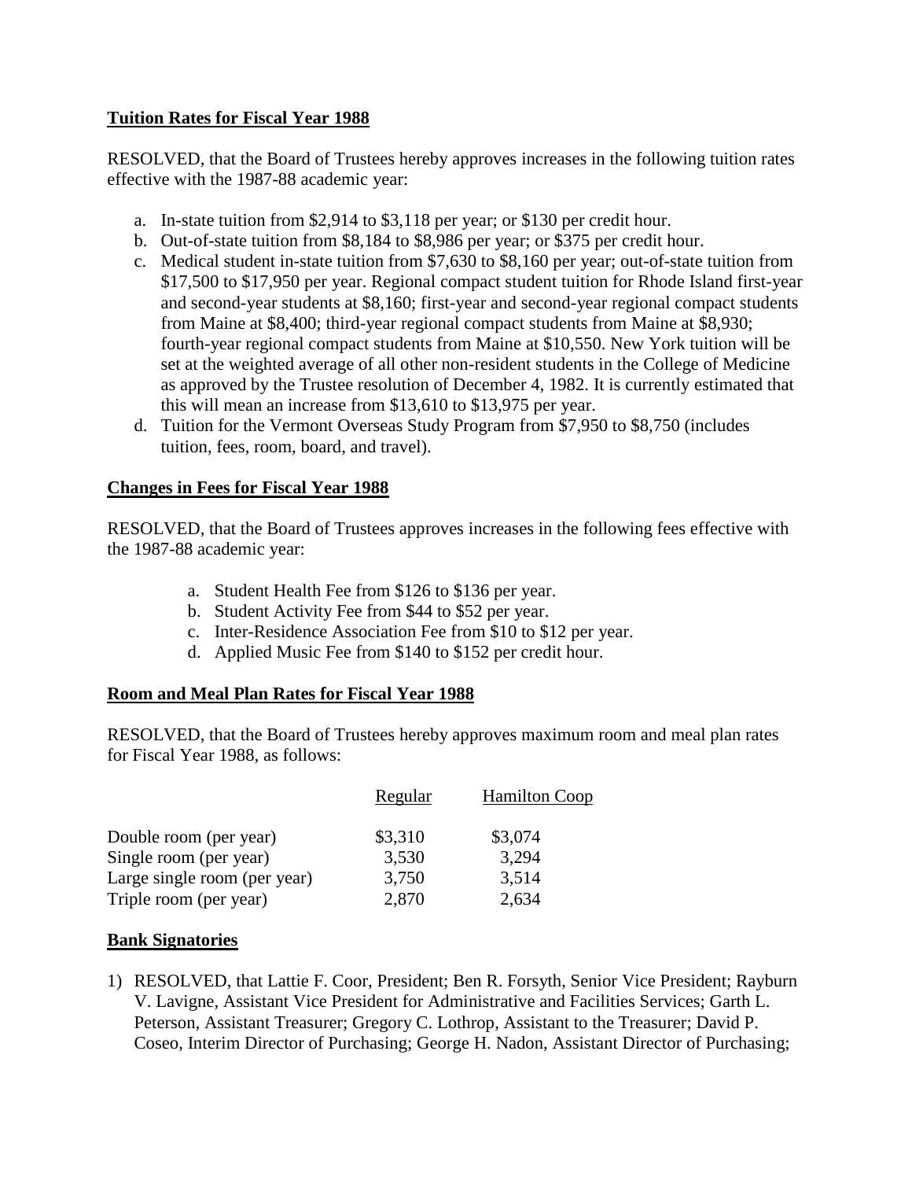**Tuition Rates for Fiscal Year 1988**

RESOLVED, that the Board of Trustees hereby approves increases in the following tuition rates effective with the 1987-88 academic year:

a. In-state tuition from $2,914 to $3,118 per year; or $130 per credit hour.
b. Out-of-state tuition from $8,184 to $8,986 per year; or $375 per credit hour.
c. Medical student in-state tuition from $7,630 to $8,160 per year; out-of-state tuition from $17,500 to $17,950 per year. Regional compact student tuition for Rhode Island first-year and second-year students at $8,160; first-year and second-year regional compact students from Maine at $8,400; third-year regional compact students from Maine at $8,930; fourth-year regional compact students from Maine at $10,550. New York tuition will be set at the weighted average of all other non-resident students in the College of Medicine as approved by the Trustee resolution of December 4, 1982. It is currently estimated that this will mean an increase from $13,610 to $13,975 per year.
d. Tuition for the Vermont Overseas Study Program from $7,950 to $8,750 (includes tuition, fees, room, board, and travel).

**Changes in Fees for Fiscal Year 1988**

RESOLVED, that the Board of Trustees approves increases in the following fees effective with the 1987-88 academic year:

a. Student Health Fee from $126 to $136 per year.
b. Student Activity Fee from $44 to $52 per year.
c. Inter-Residence Association Fee from $10 to $12 per year.
d. Applied Music Fee from $140 to $152 per credit hour.

**Room and Meal Plan Rates for Fiscal Year 1988**

RESOLVED, that the Board of Trustees hereby approves maximum room and meal plan rates for Fiscal Year 1988, as follows:

| | Regular | Hamilton Coop |
|---|---|---|
| Double room (per year) | $3,310 | $3,074 |
| Single room (per year) | 3,530 | 3,294 |
| Large single room (per year) | 3,750 | 3,514 |
| Triple room (per year) | 2,870 | 2,634 |

**Bank Signatories**

1) RESOLVED, that Lattie F. Coor, President; Ben R. Forsyth, Senior Vice President; Rayburn V. Lavigne, Assistant Vice President for Administrative and Facilities Services; Garth L. Peterson, Assistant Treasurer; Gregory C. Lothrop, Assistant to the Treasurer; David P. Coseo, Interim Director of Purchasing; George H. Nadon, Assistant Director of Purchasing;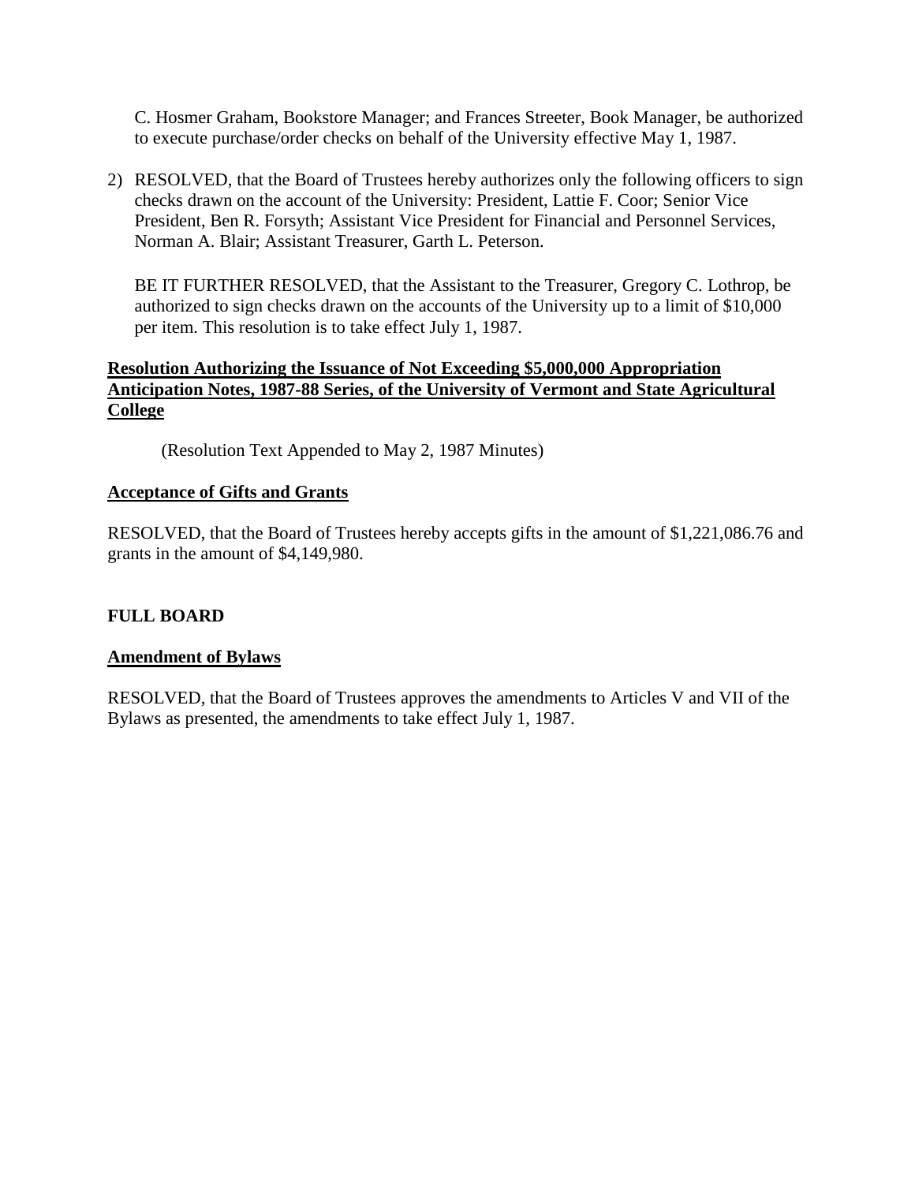C. Hosmer Graham, Bookstore Manager; and Frances Streeter, Book Manager, be authorized to execute purchase/order checks on behalf of the University effective May 1, 1987.

2) RESOLVED, that the Board of Trustees hereby authorizes only the following officers to sign checks drawn on the account of the University: President, Lattie F. Coor; Senior Vice President, Ben R. Forsyth; Assistant Vice President for Financial and Personnel Services, Norman A. Blair; Assistant Treasurer, Garth L. Peterson.

   BE IT FURTHER RESOLVED, that the Assistant to the Treasurer, Gregory C. Lothrop, be authorized to sign checks drawn on the accounts of the University up to a limit of $10,000 per item. This resolution is to take effect July 1, 1987.

**Resolution Authorizing the Issuance of Not Exceeding $5,000,000 Appropriation Anticipation Notes, 1987-88 Series, of the University of Vermont and State Agricultural College**

(Resolution Text Appended to May 2, 1987 Minutes)

**Acceptance of Gifts and Grants**

RESOLVED, that the Board of Trustees hereby accepts gifts in the amount of $1,221,086.76 and grants in the amount of $4,149,980.

**FULL BOARD**

**Amendment of Bylaws**

RESOLVED, that the Board of Trustees approves the amendments to Articles V and VII of the Bylaws as presented, the amendments to take effect July 1, 1987.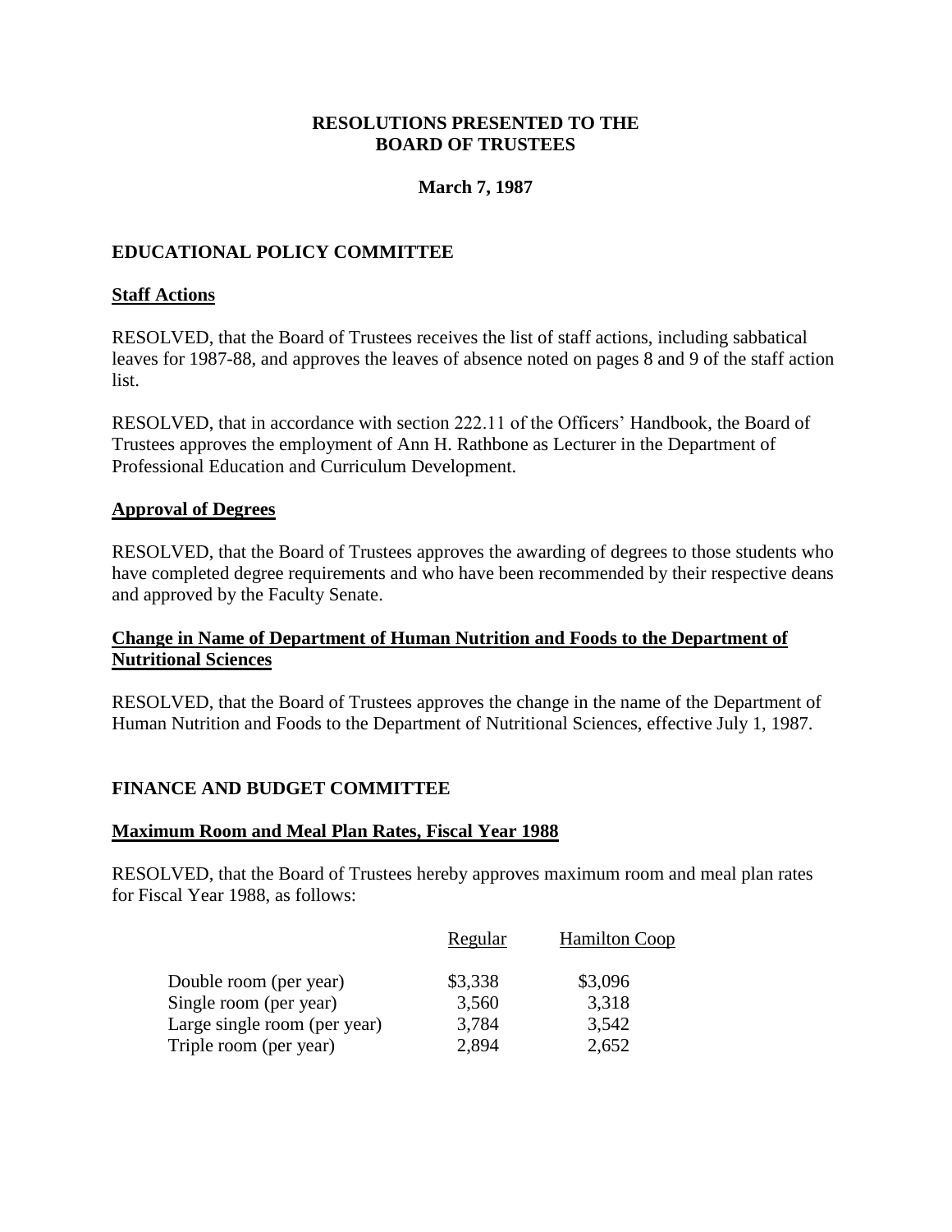# RESOLUTIONS PRESENTED TO THE BOARD OF TRUSTEES

**March 7, 1987**

## EDUCATIONAL POLICY COMMITTEE

### Staff Actions

RESOLVED, that the Board of Trustees receives the list of staff actions, including sabbatical leaves for 1987-88, and approves the leaves of absence noted on pages 8 and 9 of the staff action list.

RESOLVED, that in accordance with section 222.11 of the Officers' Handbook, the Board of Trustees approves the employment of Ann H. Rathbone as Lecturer in the Department of Professional Education and Curriculum Development.

### Approval of Degrees

RESOLVED, that the Board of Trustees approves the awarding of degrees to those students who have completed degree requirements and who have been recommended by their respective deans and approved by the Faculty Senate.

### Change in Name of Department of Human Nutrition and Foods to the Department of Nutritional Sciences

RESOLVED, that the Board of Trustees approves the change in the name of the Department of Human Nutrition and Foods to the Department of Nutritional Sciences, effective July 1, 1987.

## FINANCE AND BUDGET COMMITTEE

### Maximum Room and Meal Plan Rates, Fiscal Year 1988

RESOLVED, that the Board of Trustees hereby approves maximum room and meal plan rates for Fiscal Year 1988, as follows:

| | Regular | Hamilton Coop |
|---|---|---|
| Double room (per year) | \$3,338 | \$3,096 |
| Single room (per year) | 3,560 | 3,318 |
| Large single room (per year) | 3,784 | 3,542 |
| Triple room (per year) | 2,894 | 2,652 |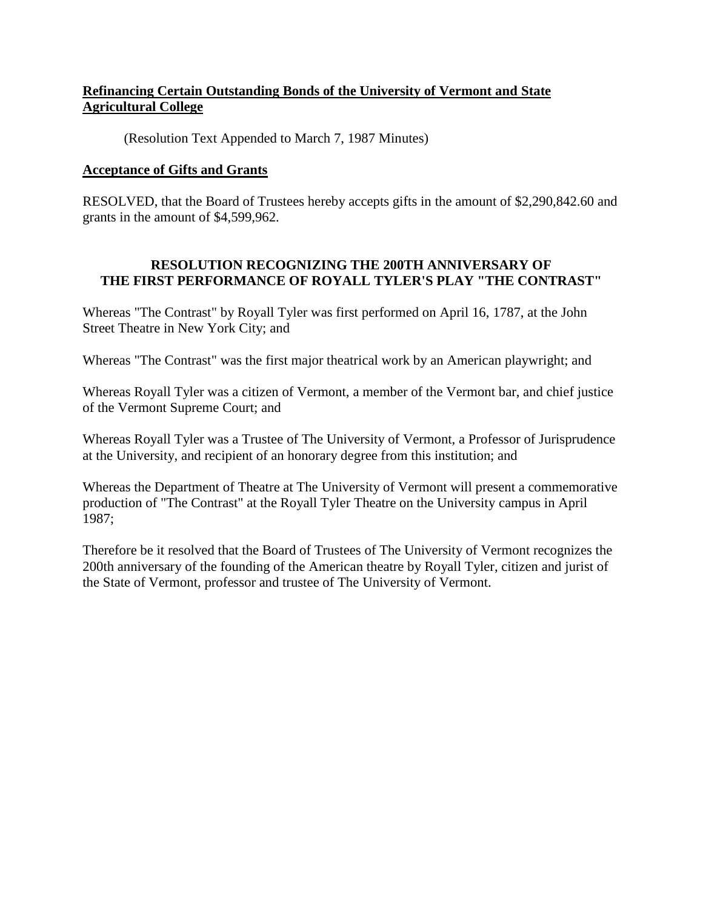**Refinancing Certain Outstanding Bonds of the University of Vermont and State Agricultural College**

(Resolution Text Appended to March 7, 1987 Minutes)

**Acceptance of Gifts and Grants**

RESOLVED, that the Board of Trustees hereby accepts gifts in the amount of $2,290,842.60 and grants in the amount of $4,599,962.

## RESOLUTION RECOGNIZING THE 200TH ANNIVERSARY OF THE FIRST PERFORMANCE OF ROYALL TYLER'S PLAY "THE CONTRAST"

Whereas "The Contrast" by Royall Tyler was first performed on April 16, 1787, at the John Street Theatre in New York City; and

Whereas "The Contrast" was the first major theatrical work by an American playwright; and

Whereas Royall Tyler was a citizen of Vermont, a member of the Vermont bar, and chief justice of the Vermont Supreme Court; and

Whereas Royall Tyler was a Trustee of The University of Vermont, a Professor of Jurisprudence at the University, and recipient of an honorary degree from this institution; and

Whereas the Department of Theatre at The University of Vermont will present a commemorative production of "The Contrast" at the Royall Tyler Theatre on the University campus in April 1987;

Therefore be it resolved that the Board of Trustees of The University of Vermont recognizes the 200th anniversary of the founding of the American theatre by Royall Tyler, citizen and jurist of the State of Vermont, professor and trustee of The University of Vermont.